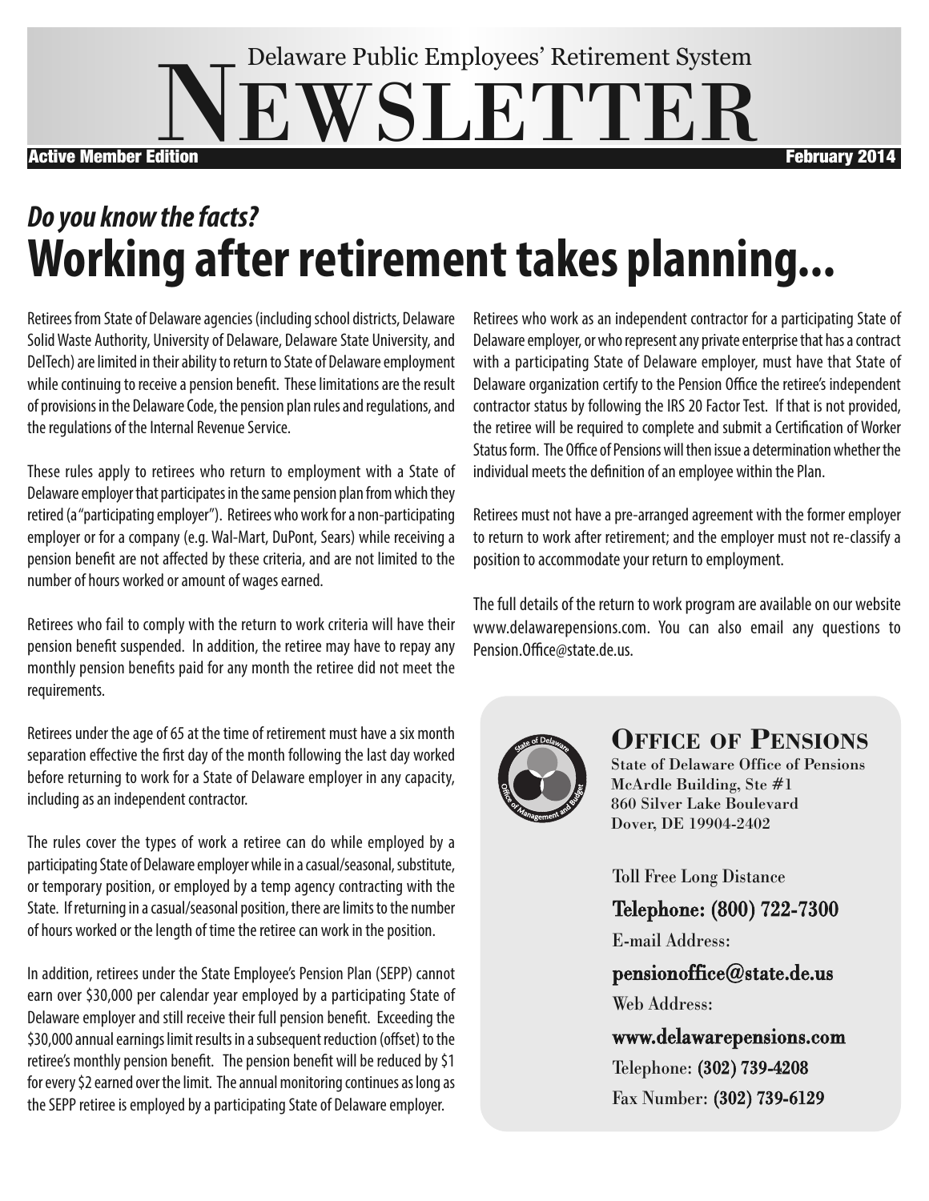# Delaware Public Employees' Retirement System NEWSLETTER

**Active Member Edition** — **February 2014**

## *Do you know the facts?*

# Working after retirement takes planning...

Retirees from State of Delaware agencies (including school districts, Delaware Solid Waste Authority, University of Delaware, Delaware State University, and DelTech) are limited in their ability to return to State of Delaware employment while continuing to receive a pension benefit. These limitations are the result of provisions in the Delaware Code, the pension plan rules and regulations, and the regulations of the Internal Revenue Service.

These rules apply to retirees who return to employment with a State of Delaware employer that participates in the same pension plan from which they retired (a "participating employer"). Retirees who work for a non-participating employer or for a company (e.g. Wal-Mart, DuPont, Sears) while receiving a pension benefit are not affected by these criteria, and are not limited to the number of hours worked or amount of wages earned.

Retirees who fail to comply with the return to work criteria will have their pension benefit suspended. In addition, the retiree may have to repay any monthly pension benefits paid for any month the retiree did not meet the requirements.

Retirees under the age of 65 at the time of retirement must have a six month separation effective the first day of the month following the last day worked before returning to work for a State of Delaware employer in any capacity, including as an independent contractor.

The rules cover the types of work a retiree can do while employed by a participating State of Delaware employer while in a casual/seasonal, substitute, or temporary position, or employed by a temp agency contracting with the State. If returning in a casual/seasonal position, there are limits to the number of hours worked or the length of time the retiree can work in the position.

In addition, retirees under the State Employee's Pension Plan (SEPP) cannot earn over $30,000 per calendar year employed by a participating State of Delaware employer and still receive their full pension benefit. Exceeding the $30,000 annual earnings limit results in a subsequent reduction (offset) to the retiree's monthly pension benefit. The pension benefit will be reduced by $1 for every $2 earned over the limit. The annual monitoring continues as long as the SEPP retiree is employed by a participating State of Delaware employer.

Retirees who work as an independent contractor for a participating State of Delaware employer, or who represent any private enterprise that has a contract with a participating State of Delaware employer, must have that State of Delaware organization certify to the Pension Office the retiree's independent contractor status by following the IRS 20 Factor Test. If that is not provided, the retiree will be required to complete and submit a Certification of Worker Status form. The Office of Pensions will then issue a determination whether the individual meets the definition of an employee within the Plan.

Retirees must not have a pre-arranged agreement with the former employer to return to work after retirement; and the employer must not re-classify a position to accommodate your return to employment.

The full details of the return to work program are available on our website www.delawarepensions.com. You can also email any questions to Pension.Office@state.de.us.

---

### OFFICE OF PENSIONS

State of Delaware Office of Pensions
McArdle Building, Ste #1
860 Silver Lake Boulevard
Dover, DE 19904-2402

Toll Free Long Distance
**Telephone: (800) 722-7300**

E-mail Address:
**pensionoffice@state.de.us**

Web Address:
**www.delawarepensions.com**

Telephone: **(302) 739-4208**

Fax Number: **(302) 739-6129**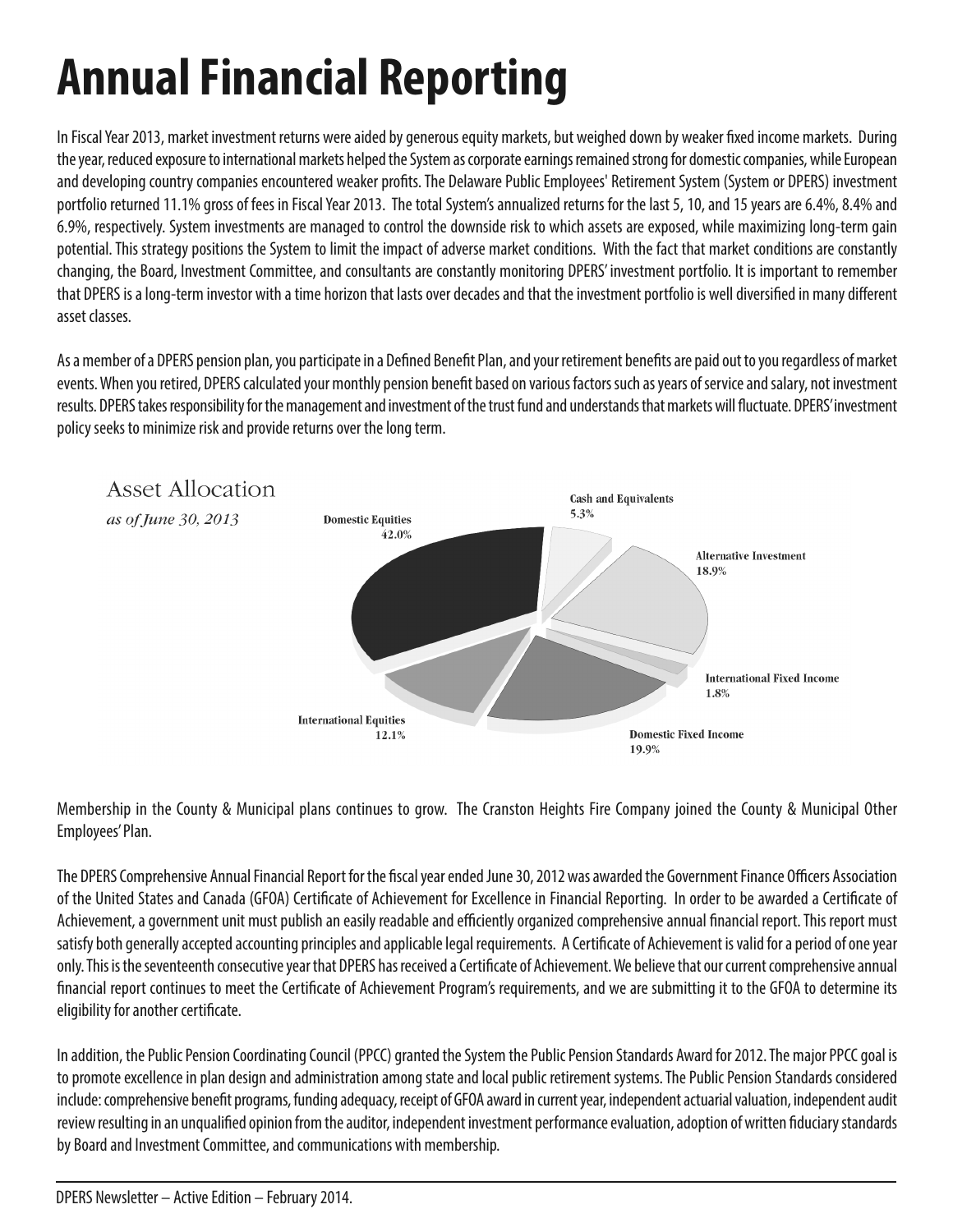# Annual Financial Reporting

In Fiscal Year 2013, market investment returns were aided by generous equity markets, but weighed down by weaker fixed income markets. During the year, reduced exposure to international markets helped the System as corporate earnings remained strong for domestic companies, while European and developing country companies encountered weaker profits. The Delaware Public Employees' Retirement System (System or DPERS) investment portfolio returned 11.1% gross of fees in Fiscal Year 2013. The total System's annualized returns for the last 5, 10, and 15 years are 6.4%, 8.4% and 6.9%, respectively. System investments are managed to control the downside risk to which assets are exposed, while maximizing long-term gain potential. This strategy positions the System to limit the impact of adverse market conditions. With the fact that market conditions are constantly changing, the Board, Investment Committee, and consultants are constantly monitoring DPERS' investment portfolio. It is important to remember that DPERS is a long-term investor with a time horizon that lasts over decades and that the investment portfolio is well diversified in many different asset classes.

As a member of a DPERS pension plan, you participate in a Defined Benefit Plan, and your retirement benefits are paid out to you regardless of market events. When you retired, DPERS calculated your monthly pension benefit based on various factors such as years of service and salary, not investment results. DPERS takes responsibility for the management and investment of the trust fund and understands that markets will fluctuate. DPERS' investment policy seeks to minimize risk and provide returns over the long term.

Asset Allocation

*as of June 30, 2013*

| Asset Class | Allocation |
|---|---|
| Domestic Equities | 42.0% |
| Cash and Equivalents | 5.3% |
| Alternative Investment | 18.9% |
| International Fixed Income | 1.8% |
| Domestic Fixed Income | 19.9% |
| International Equities | 12.1% |

Membership in the County & Municipal plans continues to grow. The Cranston Heights Fire Company joined the County & Municipal Other Employees' Plan.

The DPERS Comprehensive Annual Financial Report for the fiscal year ended June 30, 2012 was awarded the Government Finance Officers Association of the United States and Canada (GFOA) Certificate of Achievement for Excellence in Financial Reporting. In order to be awarded a Certificate of Achievement, a government unit must publish an easily readable and efficiently organized comprehensive annual financial report. This report must satisfy both generally accepted accounting principles and applicable legal requirements. A Certificate of Achievement is valid for a period of one year only. This is the seventeenth consecutive year that DPERS has received a Certificate of Achievement. We believe that our current comprehensive annual financial report continues to meet the Certificate of Achievement Program's requirements, and we are submitting it to the GFOA to determine its eligibility for another certificate.

In addition, the Public Pension Coordinating Council (PPCC) granted the System the Public Pension Standards Award for 2012. The major PPCC goal is to promote excellence in plan design and administration among state and local public retirement systems. The Public Pension Standards considered include: comprehensive benefit programs, funding adequacy, receipt of GFOA award in current year, independent actuarial valuation, independent audit review resulting in an unqualified opinion from the auditor, independent investment performance evaluation, adoption of written fiduciary standards by Board and Investment Committee, and communications with membership.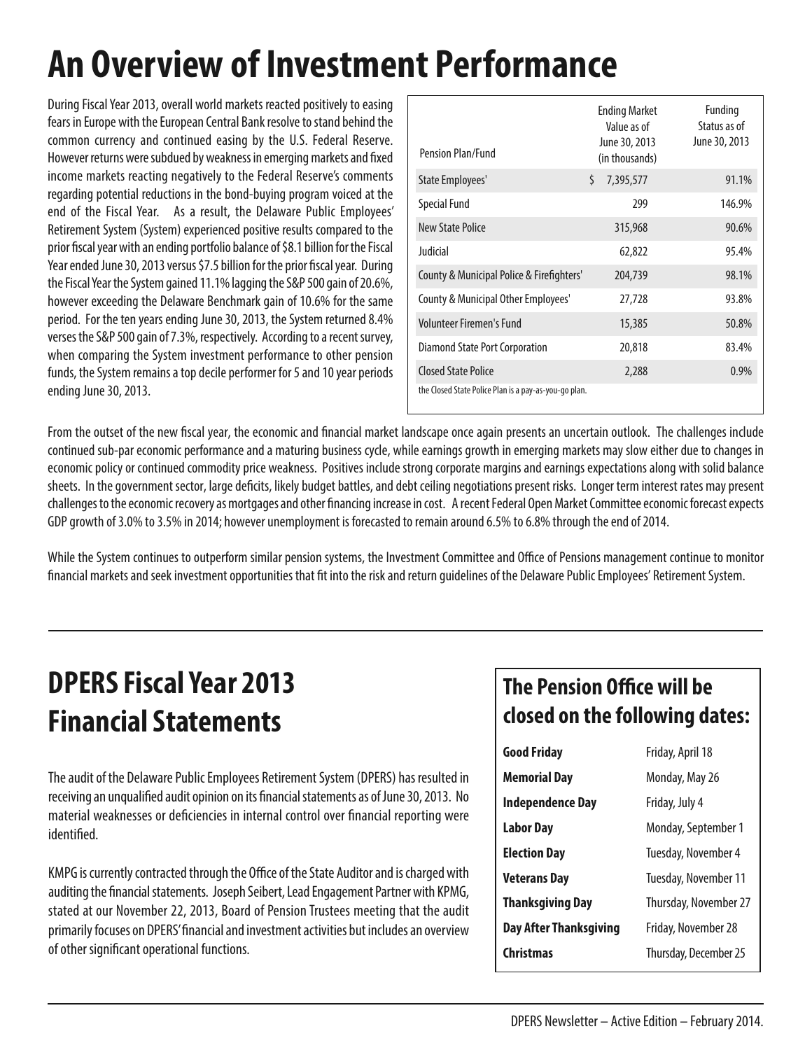# An Overview of Investment Performance

During Fiscal Year 2013, overall world markets reacted positively to easing fears in Europe with the European Central Bank resolve to stand behind the common currency and continued easing by the U.S. Federal Reserve. However returns were subdued by weakness in emerging markets and fixed income markets reacting negatively to the Federal Reserve's comments regarding potential reductions in the bond-buying program voiced at the end of the Fiscal Year. As a result, the Delaware Public Employees' Retirement System (System) experienced positive results compared to the prior fiscal year with an ending portfolio balance of $8.1 billion for the Fiscal Year ended June 30, 2013 versus $7.5 billion for the prior fiscal year. During the Fiscal Year the System gained 11.1% lagging the S&P 500 gain of 20.6%, however exceeding the Delaware Benchmark gain of 10.6% for the same period. For the ten years ending June 30, 2013, the System returned 8.4% verses the S&P 500 gain of 7.3%, respectively. According to a recent survey, when comparing the System investment performance to other pension funds, the System remains a top decile performer for 5 and 10 year periods ending June 30, 2013.

| Pension Plan/Fund | Ending Market Value as of June 30, 2013 (in thousands) | Funding Status as of June 30, 2013 |
|---|---|---|
| State Employees' | $ 7,395,577 | 91.1% |
| Special Fund | 299 | 146.9% |
| New State Police | 315,968 | 90.6% |
| Judicial | 62,822 | 95.4% |
| County & Municipal Police & Firefighters' | 204,739 | 98.1% |
| County & Municipal Other Employees' | 27,728 | 93.8% |
| Volunteer Firemen's Fund | 15,385 | 50.8% |
| Diamond State Port Corporation | 20,818 | 83.4% |
| Closed State Police | 2,288 | 0.9% |

the Closed State Police Plan is a pay-as-you-go plan.

From the outset of the new fiscal year, the economic and financial market landscape once again presents an uncertain outlook. The challenges include continued sub-par economic performance and a maturing business cycle, while earnings growth in emerging markets may slow either due to changes in economic policy or continued commodity price weakness. Positives include strong corporate margins and earnings expectations along with solid balance sheets. In the government sector, large deficits, likely budget battles, and debt ceiling negotiations present risks. Longer term interest rates may present challenges to the economic recovery as mortgages and other financing increase in cost. A recent Federal Open Market Committee economic forecast expects GDP growth of 3.0% to 3.5% in 2014; however unemployment is forecasted to remain around 6.5% to 6.8% through the end of 2014.

While the System continues to outperform similar pension systems, the Investment Committee and Office of Pensions management continue to monitor financial markets and seek investment opportunities that fit into the risk and return guidelines of the Delaware Public Employees' Retirement System.

# DPERS Fiscal Year 2013 Financial Statements

The audit of the Delaware Public Employees Retirement System (DPERS) has resulted in receiving an unqualified audit opinion on its financial statements as of June 30, 2013. No material weaknesses or deficiencies in internal control over financial reporting were identified.

KMPG is currently contracted through the Office of the State Auditor and is charged with auditing the financial statements. Joseph Seibert, Lead Engagement Partner with KPMG, stated at our November 22, 2013, Board of Pension Trustees meeting that the audit primarily focuses on DPERS' financial and investment activities but includes an overview of other significant operational functions.

## The Pension Office will be closed on the following dates:

| | |
|---|---|
| **Good Friday** | Friday, April 18 |
| **Memorial Day** | Monday, May 26 |
| **Independence Day** | Friday, July 4 |
| **Labor Day** | Monday, September 1 |
| **Election Day** | Tuesday, November 4 |
| **Veterans Day** | Tuesday, November 11 |
| **Thanksgiving Day** | Thursday, November 27 |
| **Day After Thanksgiving** | Friday, November 28 |
| **Christmas** | Thursday, December 25 |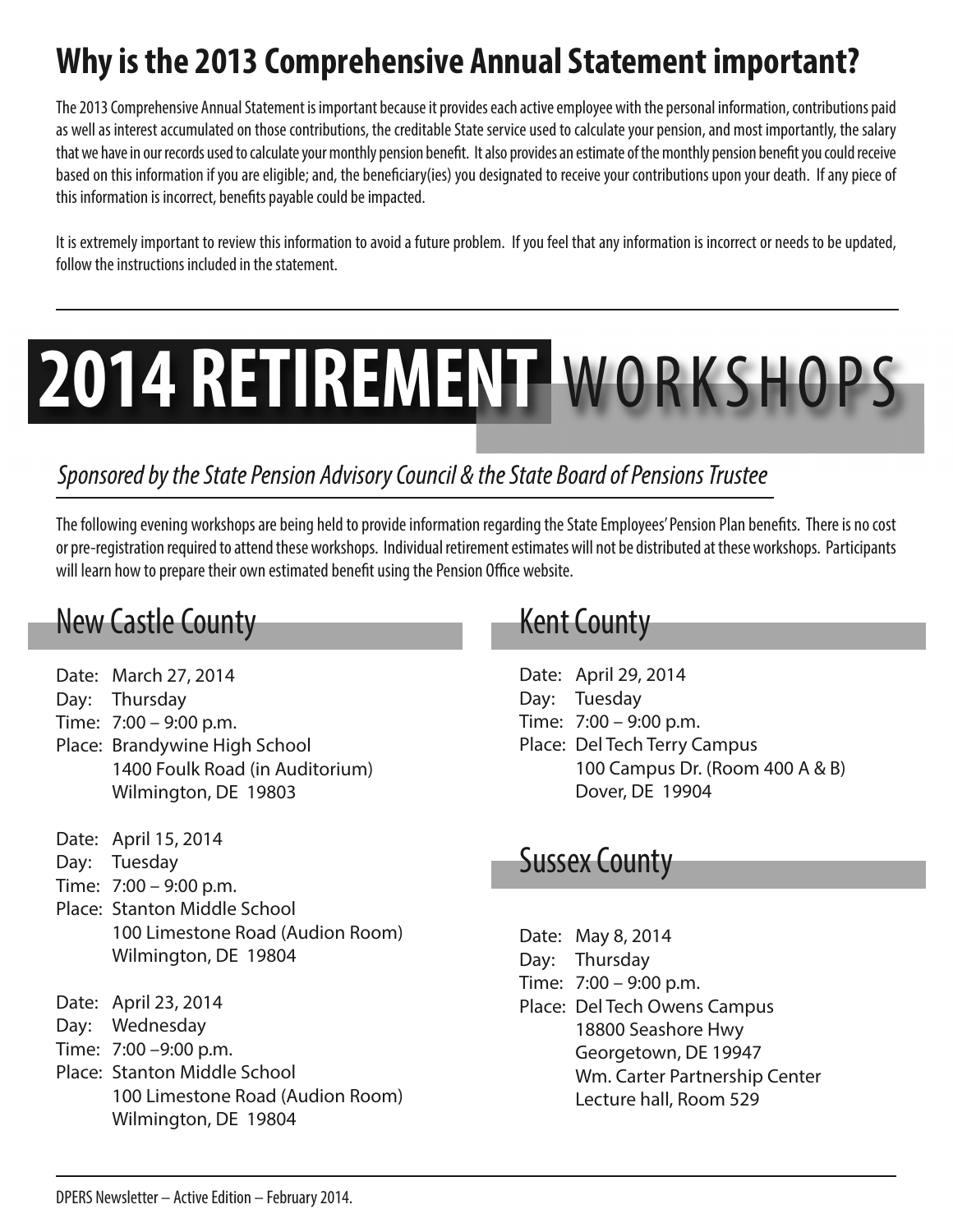# Why is the 2013 Comprehensive Annual Statement important?

The 2013 Comprehensive Annual Statement is important because it provides each active employee with the personal information, contributions paid as well as interest accumulated on those contributions, the creditable State service used to calculate your pension, and most importantly, the salary that we have in our records used to calculate your monthly pension benefit. It also provides an estimate of the monthly pension benefit you could receive based on this information if you are eligible; and, the beneficiary(ies) you designated to receive your contributions upon your death. If any piece of this information is incorrect, benefits payable could be impacted.

It is extremely important to review this information to avoid a future problem. If you feel that any information is incorrect or needs to be updated, follow the instructions included in the statement.

---

# 2014 RETIREMENT WORKSHOPS

*Sponsored by the State Pension Advisory Council & the State Board of Pensions Trustee*

The following evening workshops are being held to provide information regarding the State Employees' Pension Plan benefits. There is no cost or pre-registration required to attend these workshops. Individual retirement estimates will not be distributed at these workshops. Participants will learn how to prepare their own estimated benefit using the Pension Office website.

## New Castle County

Date: March 27, 2014
Day: Thursday
Time: 7:00 – 9:00 p.m.
Place: Brandywine High School
1400 Foulk Road (in Auditorium)
Wilmington, DE 19803

Date: April 15, 2014
Day: Tuesday
Time: 7:00 – 9:00 p.m.
Place: Stanton Middle School
100 Limestone Road (Audion Room)
Wilmington, DE 19804

Date: April 23, 2014
Day: Wednesday
Time: 7:00 –9:00 p.m.
Place: Stanton Middle School
100 Limestone Road (Audion Room)
Wilmington, DE 19804

## Kent County

Date: April 29, 2014
Day: Tuesday
Time: 7:00 – 9:00 p.m.
Place: Del Tech Terry Campus
100 Campus Dr. (Room 400 A & B)
Dover, DE 19904

## Sussex County

Date: May 8, 2014
Day: Thursday
Time: 7:00 – 9:00 p.m.
Place: Del Tech Owens Campus
18800 Seashore Hwy
Georgetown, DE 19947
Wm. Carter Partnership Center
Lecture hall, Room 529

---

DPERS Newsletter – Active Edition – February 2014.